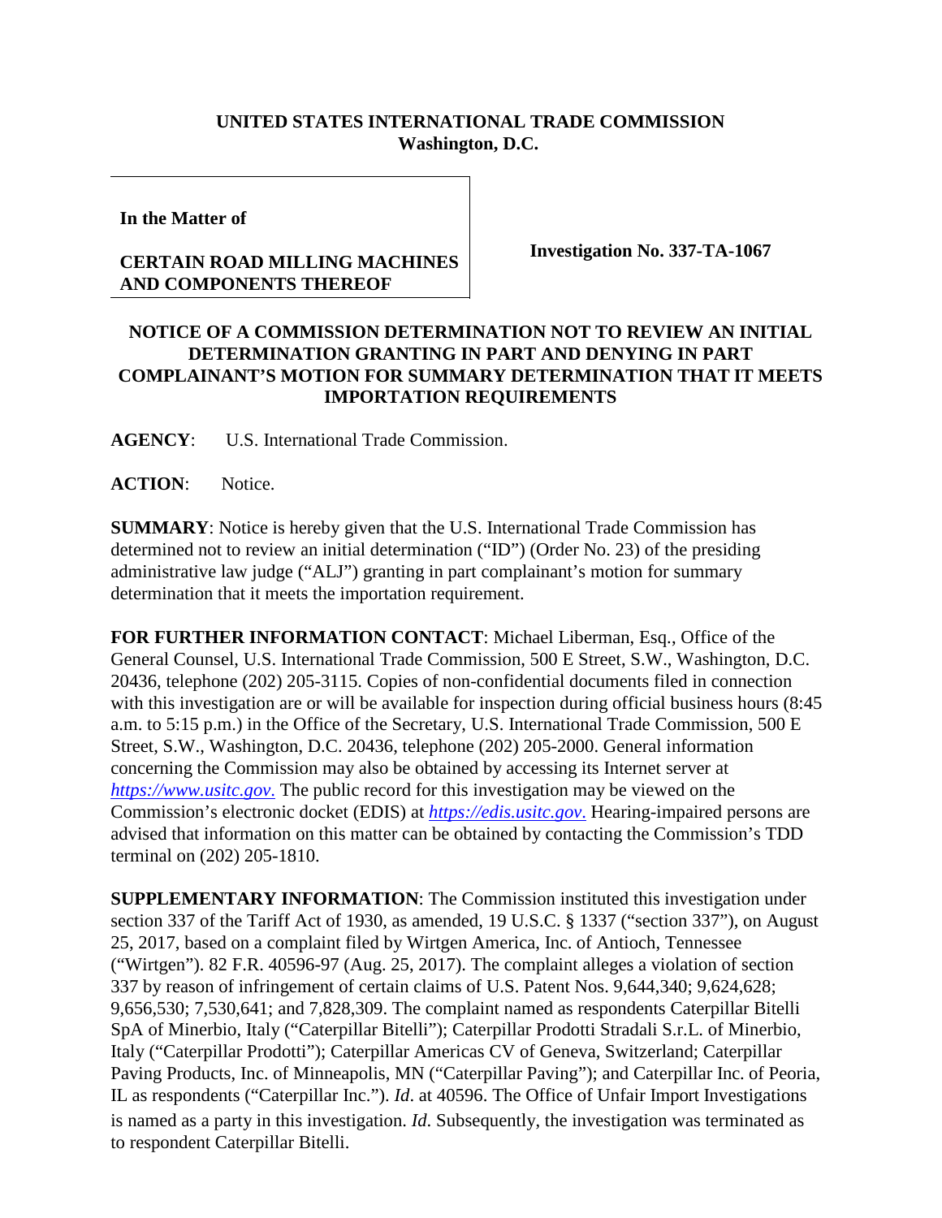**UNITED STATES INTERNATIONAL TRADE COMMISSION**
**Washington, D.C.**

| **In the Matter of** <br><br> **CERTAIN ROAD MILLING MACHINES AND COMPONENTS THEREOF** | **Investigation No. 337-TA-1067** |
|---|---|

**NOTICE OF A COMMISSION DETERMINATION NOT TO REVIEW AN INITIAL DETERMINATION GRANTING IN PART AND DENYING IN PART COMPLAINANT'S MOTION FOR SUMMARY DETERMINATION THAT IT MEETS IMPORTATION REQUIREMENTS**

**AGENCY**: U.S. International Trade Commission.

**ACTION**: Notice.

**SUMMARY**: Notice is hereby given that the U.S. International Trade Commission has determined not to review an initial determination ("ID") (Order No. 23) of the presiding administrative law judge ("ALJ") granting in part complainant's motion for summary determination that it meets the importation requirement.

**FOR FURTHER INFORMATION CONTACT**: Michael Liberman, Esq., Office of the General Counsel, U.S. International Trade Commission, 500 E Street, S.W., Washington, D.C. 20436, telephone (202) 205-3115. Copies of non-confidential documents filed in connection with this investigation are or will be available for inspection during official business hours (8:45 a.m. to 5:15 p.m.) in the Office of the Secretary, U.S. International Trade Commission, 500 E Street, S.W., Washington, D.C. 20436, telephone (202) 205-2000. General information concerning the Commission may also be obtained by accessing its Internet server at *https://www.usitc.gov*. The public record for this investigation may be viewed on the Commission's electronic docket (EDIS) at *https://edis.usitc.gov*. Hearing-impaired persons are advised that information on this matter can be obtained by contacting the Commission's TDD terminal on (202) 205-1810.

**SUPPLEMENTARY INFORMATION**: The Commission instituted this investigation under section 337 of the Tariff Act of 1930, as amended, 19 U.S.C. § 1337 ("section 337"), on August 25, 2017, based on a complaint filed by Wirtgen America, Inc. of Antioch, Tennessee ("Wirtgen"). 82 F.R. 40596-97 (Aug. 25, 2017). The complaint alleges a violation of section 337 by reason of infringement of certain claims of U.S. Patent Nos. 9,644,340; 9,624,628; 9,656,530; 7,530,641; and 7,828,309. The complaint named as respondents Caterpillar Bitelli SpA of Minerbio, Italy ("Caterpillar Bitelli"); Caterpillar Prodotti Stradali S.r.L. of Minerbio, Italy ("Caterpillar Prodotti"); Caterpillar Americas CV of Geneva, Switzerland; Caterpillar Paving Products, Inc. of Minneapolis, MN ("Caterpillar Paving"); and Caterpillar Inc. of Peoria, IL as respondents ("Caterpillar Inc."). *Id*. at 40596. The Office of Unfair Import Investigations is named as a party in this investigation. *Id*. Subsequently, the investigation was terminated as to respondent Caterpillar Bitelli.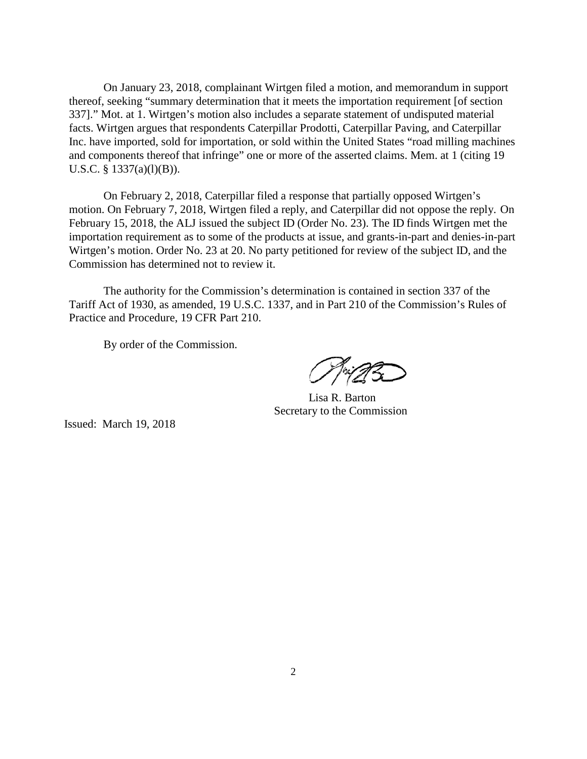On January 23, 2018, complainant Wirtgen filed a motion, and memorandum in support thereof, seeking "summary determination that it meets the importation requirement [of section 337]." Mot. at 1. Wirtgen's motion also includes a separate statement of undisputed material facts. Wirtgen argues that respondents Caterpillar Prodotti, Caterpillar Paving, and Caterpillar Inc. have imported, sold for importation, or sold within the United States "road milling machines and components thereof that infringe" one or more of the asserted claims. Mem. at 1 (citing 19 U.S.C. § 1337(a)(l)(B)).

On February 2, 2018, Caterpillar filed a response that partially opposed Wirtgen's motion. On February 7, 2018, Wirtgen filed a reply, and Caterpillar did not oppose the reply. On February 15, 2018, the ALJ issued the subject ID (Order No. 23). The ID finds Wirtgen met the importation requirement as to some of the products at issue, and grants-in-part and denies-in-part Wirtgen's motion. Order No. 23 at 20. No party petitioned for review of the subject ID, and the Commission has determined not to review it.

The authority for the Commission's determination is contained in section 337 of the Tariff Act of 1930, as amended, 19 U.S.C. 1337, and in Part 210 of the Commission's Rules of Practice and Procedure, 19 CFR Part 210.

By order of the Commission.

Lisa R. Barton
Secretary to the Commission

Issued: March 19, 2018